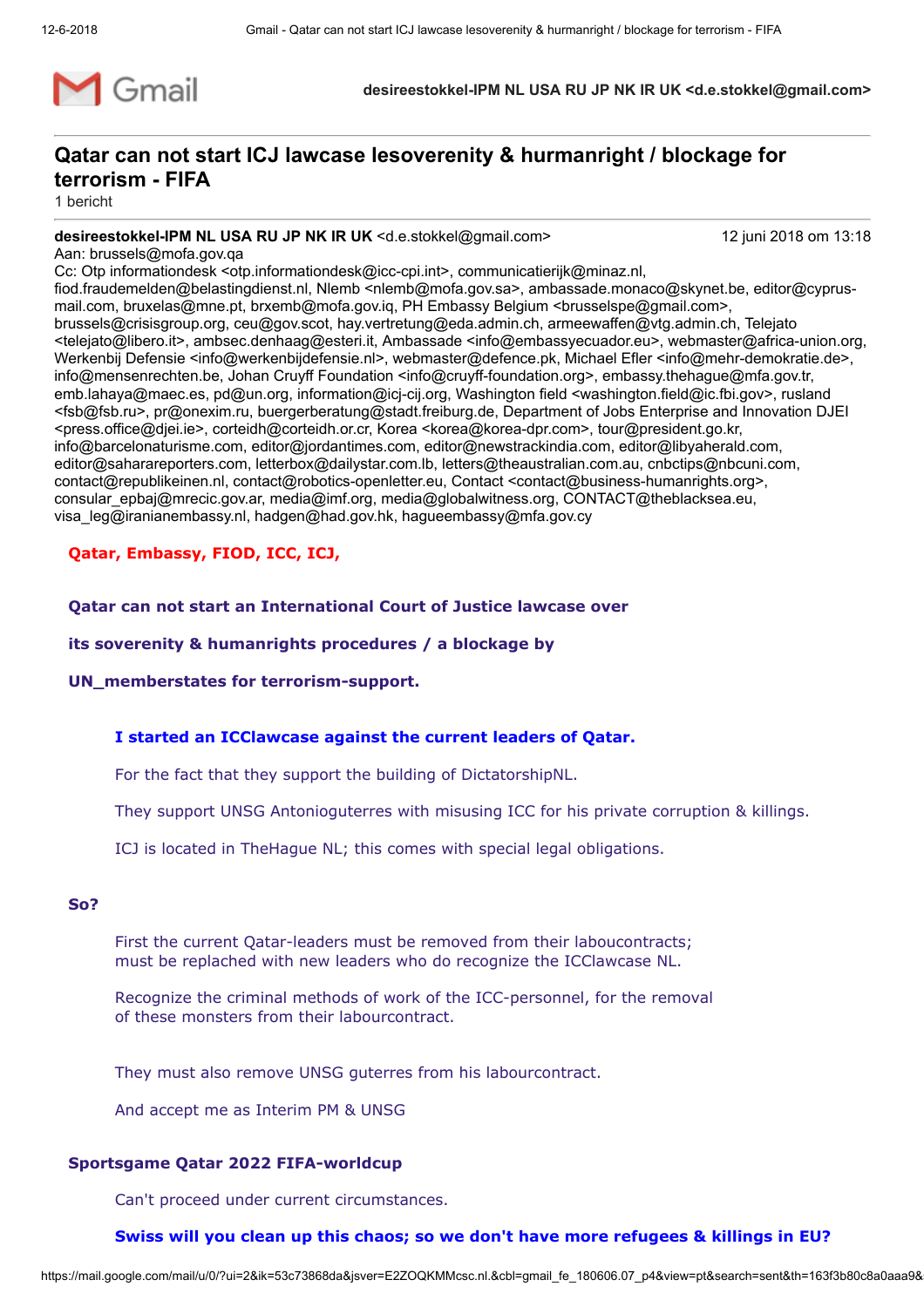Gmail

**desireestokkel-IPM NL USA RU JP NK IR UK <d.e.stokkel@gmail.com>**

# Qatar can not start ICJ lawcase lesoverenity & hurmanright / blockage for terrorism - FIFA

1 bericht

**desireestokkel-IPM NL USA RU JP NK IR UK** <d.e.stokkel@gmail.com> 12 juni 2018 om 13:18
Aan: brussels@mofa.gov.qa
Cc: Otp informationdesk <otp.informationdesk@icc-cpi.int>, communicatierijk@minaz.nl, fiod.fraudemelden@belastingdienst.nl, Nlemb <nlemb@mofa.gov.sa>, ambassade.monaco@skynet.be, editor@cyprus-mail.com, bruxelas@mne.pt, brxemb@mofa.gov.iq, PH Embassy Belgium <brusselspe@gmail.com>, brussels@crisisgroup.org, ceu@gov.scot, hay.vertretung@eda.admin.ch, armeewaffen@vtg.admin.ch, Telejato <telejato@libero.it>, ambsec.denhaag@esteri.it, Ambassade <info@embassyecuador.eu>, webmaster@africa-union.org, Werkenbij Defensie <info@werkenbijdefensie.nl>, webmaster@defence.pk, Michael Efler <info@mehr-demokratie.de>, info@mensenrechten.be, Johan Cruyff Foundation <info@cruyff-foundation.org>, embassy.thehague@mfa.gov.tr, emb.lahaya@maec.es, pd@un.org, information@icj-cij.org, Washington field <washington.field@ic.fbi.gov>, rusland <fsb@fsb.ru>, pr@onexim.ru, buergerberatung@stadt.freiburg.de, Department of Jobs Enterprise and Innovation DJEI <press.office@djei.ie>, corteidh@corteidh.or.cr, Korea <korea@korea-dpr.com>, tour@president.go.kr, info@barcelonaturisme.com, editor@newstrackindia.com, editor@libyaherald.com, editor@saharareporters.com, letterbox@dailystar.com.lb, letters@theaustralian.com.au, cnbctips@nbcuni.com, contact@republikeinen.nl, contact@robotics-openletter.eu, Contact <contact@business-humanrights.org>, consular_epbaj@mrecic.gov.ar, media@imf.org, media@globalwitness.org, CONTACT@theblacksea.eu, visa_leg@iranianembassy.nl, hadgen@had.gov.hk, hagueembassy@mfa.gov.cy

**Qatar, Embassy, FIOD, ICC, ICJ,**

**Qatar can not start an International Court of Justice lawcase over**

**its soverenity & humanrights procedures / a blockage by**

**UN_memberstates for terrorism-support.**

**I started an ICClawcase against the current leaders of Qatar.**

For the fact that they support the building of DictatorshipNL.

They support UNSG Antonioguterres with misusing ICC for his private corruption & killings.

ICJ is located in TheHague NL; this comes with special legal obligations.

**So?**

First the current Qatar-leaders must be removed from their laboucontracts;
must be replached with new leaders who do recognize the ICClawcase NL.

Recognize the criminal methods of work of the ICC-personnel, for the removal
of these monsters from their labourcontract.

They must also remove UNSG guterres from his labourcontract.

And accept me as Interim PM & UNSG

**Sportsgame Qatar 2022 FIFA-worldcup**

Can't proceed under current circumstances.

**Swiss will you clean up this chaos; so we don't have more refugees & killings in EU?**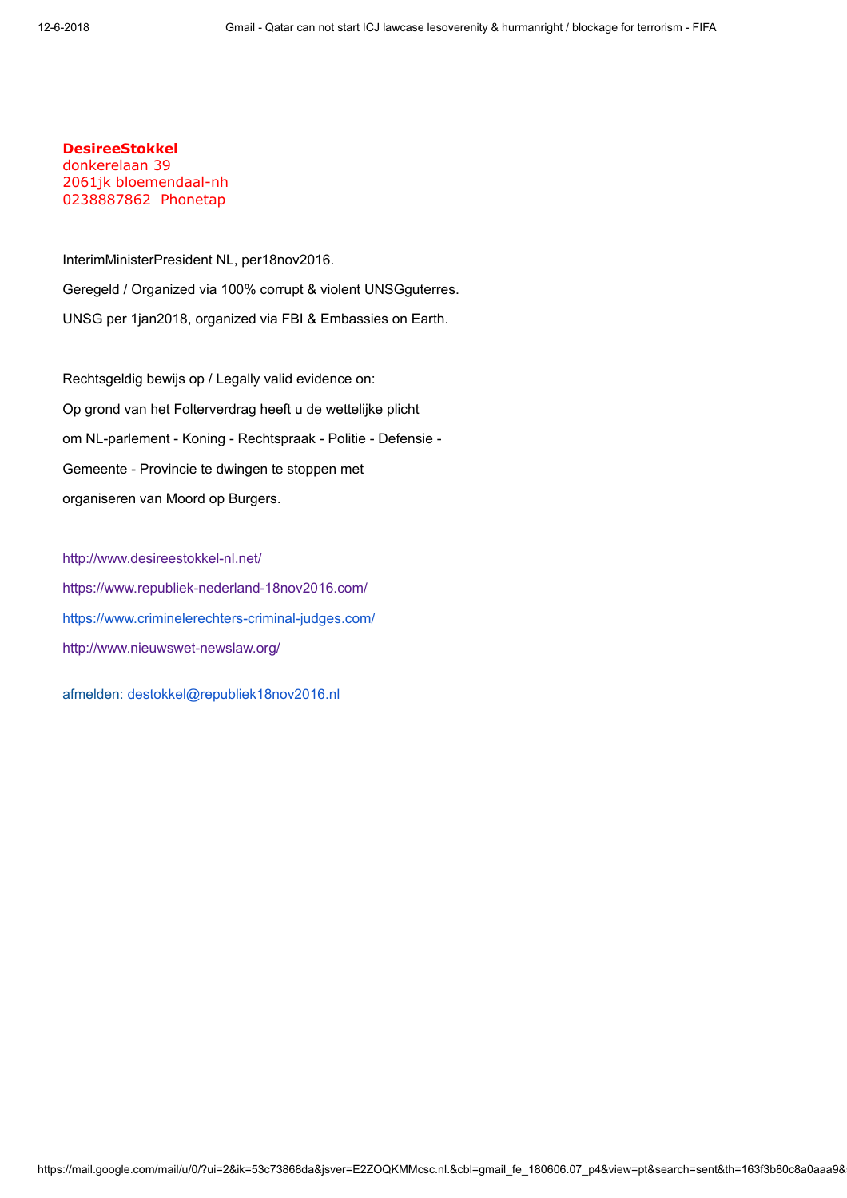**DesireeStokkel**
donkerelaan 39
2061jk bloemendaal-nh
0238887862 Phonetap

InterimMinisterPresident NL, per18nov2016.

Geregeld / Organized via 100% corrupt & violent UNSGguterres.

UNSG per 1jan2018, organized via FBI & Embassies on Earth.

Rechtsgeldig bewijs op / Legally valid evidence on:

Op grond van het Folterverdrag heeft u de wettelijke plicht

om NL-parlement - Koning - Rechtspraak - Politie - Defensie -

Gemeente - Provincie te dwingen te stoppen met

organiseren van Moord op Burgers.

http://www.desireestokkel-nl.net/

https://www.republiek-nederland-18nov2016.com/

https://www.criminelerechters-criminal-judges.com/

http://www.nieuwswet-newslaw.org/

afmelden: destokkel@republiek18nov2016.nl